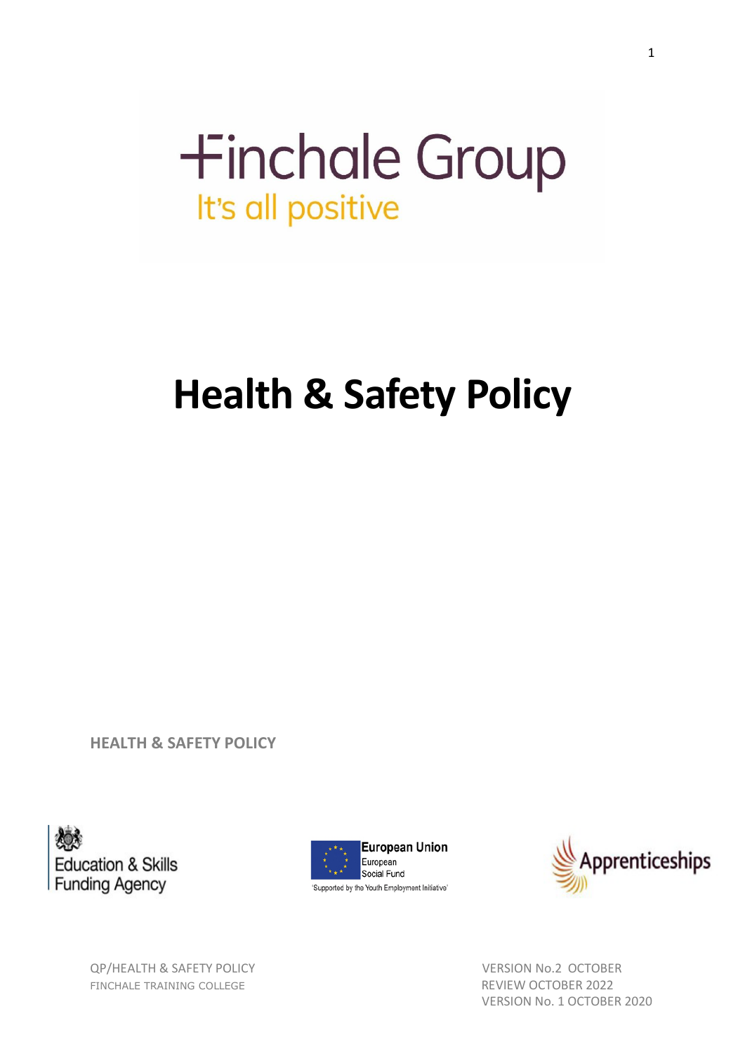Finchale Group

It's all positive

# Health & Safety Policy

**HEALTH & SAFETY POLICY**

Education & Skills Funding Agency

European Union
European Social Fund
'Supported by the Youth Employment Initiative'

Apprenticeships

QP/HEALTH & SAFETY POLICY
FINCHALE TRAINING COLLEGE

VERSION No.2 OCTOBER
REVIEW OCTOBER 2022
VERSION No. 1 OCTOBER 2020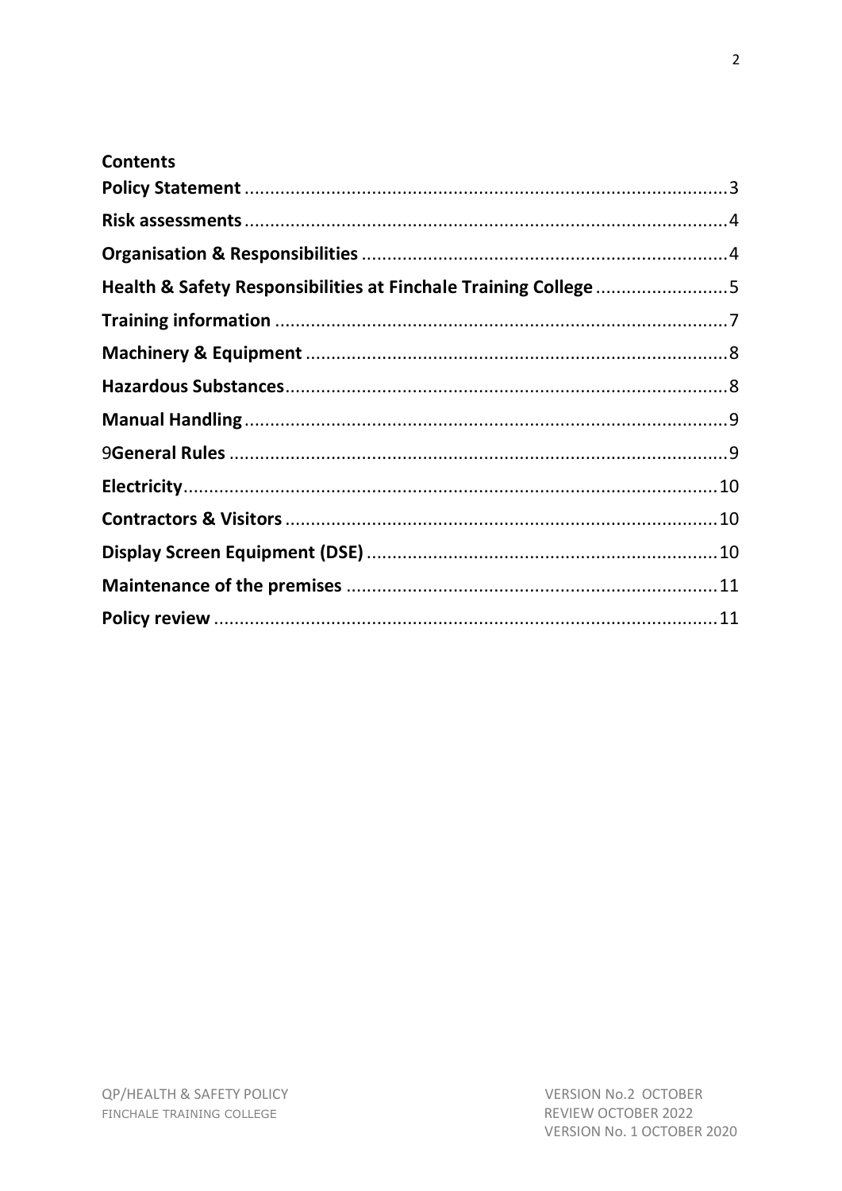**Contents**

**Policy Statement** .......................................................................................... 3

**Risk assessments** .......................................................................................... 4

**Organisation & Responsibilities** .................................................................. 4

**Health & Safety Responsibilities at Finchale Training College** ..................... 5

**Training information** .................................................................................... 7

**Machinery & Equipment** .............................................................................. 8

**Hazardous Substances** .................................................................................. 8

**Manual Handling** .......................................................................................... 9

9**General Rules** ............................................................................................. 9

**Electricity** ..................................................................................................... 10

**Contractors & Visitors** ................................................................................. 10

**Display Screen Equipment (DSE)** ................................................................. 10

**Maintenance of the premises** ..................................................................... 11

**Policy review** ............................................................................................... 11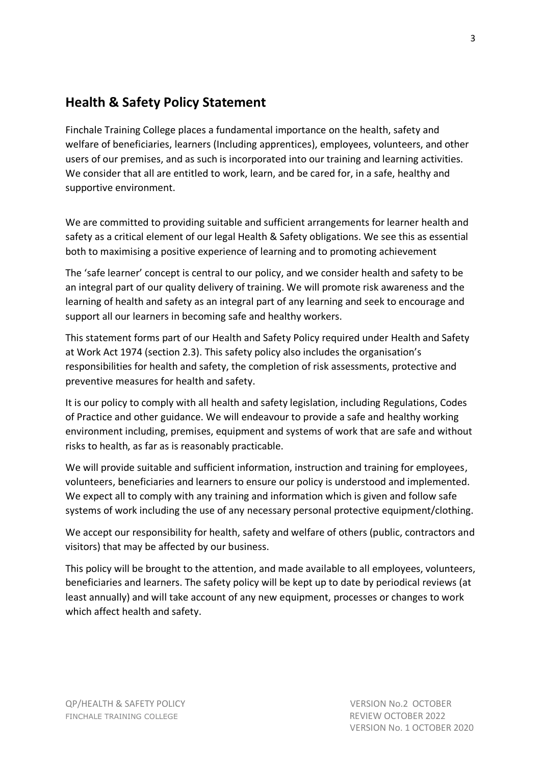## Health & Safety Policy Statement

Finchale Training College places a fundamental importance on the health, safety and welfare of beneficiaries, learners (Including apprentices), employees, volunteers, and other users of our premises, and as such is incorporated into our training and learning activities. We consider that all are entitled to work, learn, and be cared for, in a safe, healthy and supportive environment.

We are committed to providing suitable and sufficient arrangements for learner health and safety as a critical element of our legal Health & Safety obligations. We see this as essential both to maximising a positive experience of learning and to promoting achievement

The 'safe learner' concept is central to our policy, and we consider health and safety to be an integral part of our quality delivery of training. We will promote risk awareness and the learning of health and safety as an integral part of any learning and seek to encourage and support all our learners in becoming safe and healthy workers.

This statement forms part of our Health and Safety Policy required under Health and Safety at Work Act 1974 (section 2.3). This safety policy also includes the organisation's responsibilities for health and safety, the completion of risk assessments, protective and preventive measures for health and safety.

It is our policy to comply with all health and safety legislation, including Regulations, Codes of Practice and other guidance. We will endeavour to provide a safe and healthy working environment including, premises, equipment and systems of work that are safe and without risks to health, as far as is reasonably practicable.

We will provide suitable and sufficient information, instruction and training for employees, volunteers, beneficiaries and learners to ensure our policy is understood and implemented. We expect all to comply with any training and information which is given and follow safe systems of work including the use of any necessary personal protective equipment/clothing.

We accept our responsibility for health, safety and welfare of others (public, contractors and visitors) that may be affected by our business.

This policy will be brought to the attention, and made available to all employees, volunteers, beneficiaries and learners. The safety policy will be kept up to date by periodical reviews (at least annually) and will take account of any new equipment, processes or changes to work which affect health and safety.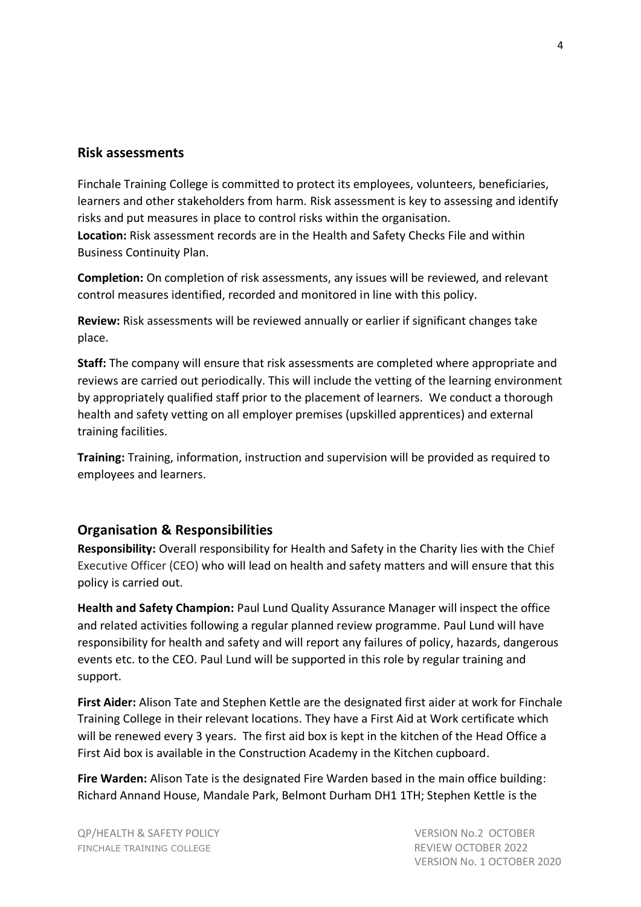## Risk assessments

Finchale Training College is committed to protect its employees, volunteers, beneficiaries, learners and other stakeholders from harm. Risk assessment is key to assessing and identify risks and put measures in place to control risks within the organisation.

**Location:** Risk assessment records are in the Health and Safety Checks File and within Business Continuity Plan.

**Completion:** On completion of risk assessments, any issues will be reviewed, and relevant control measures identified, recorded and monitored in line with this policy.

**Review:** Risk assessments will be reviewed annually or earlier if significant changes take place.

**Staff:** The company will ensure that risk assessments are completed where appropriate and reviews are carried out periodically. This will include the vetting of the learning environment by appropriately qualified staff prior to the placement of learners. We conduct a thorough health and safety vetting on all employer premises (upskilled apprentices) and external training facilities.

**Training:** Training, information, instruction and supervision will be provided as required to employees and learners.

## Organisation & Responsibilities

**Responsibility:** Overall responsibility for Health and Safety in the Charity lies with the Chief Executive Officer (CEO) who will lead on health and safety matters and will ensure that this policy is carried out.

**Health and Safety Champion:** Paul Lund Quality Assurance Manager will inspect the office and related activities following a regular planned review programme. Paul Lund will have responsibility for health and safety and will report any failures of policy, hazards, dangerous events etc. to the CEO. Paul Lund will be supported in this role by regular training and support.

**First Aider:** Alison Tate and Stephen Kettle are the designated first aider at work for Finchale Training College in their relevant locations. They have a First Aid at Work certificate which will be renewed every 3 years. The first aid box is kept in the kitchen of the Head Office a First Aid box is available in the Construction Academy in the Kitchen cupboard.

**Fire Warden:** Alison Tate is the designated Fire Warden based in the main office building: Richard Annand House, Mandale Park, Belmont Durham DH1 1TH; Stephen Kettle is the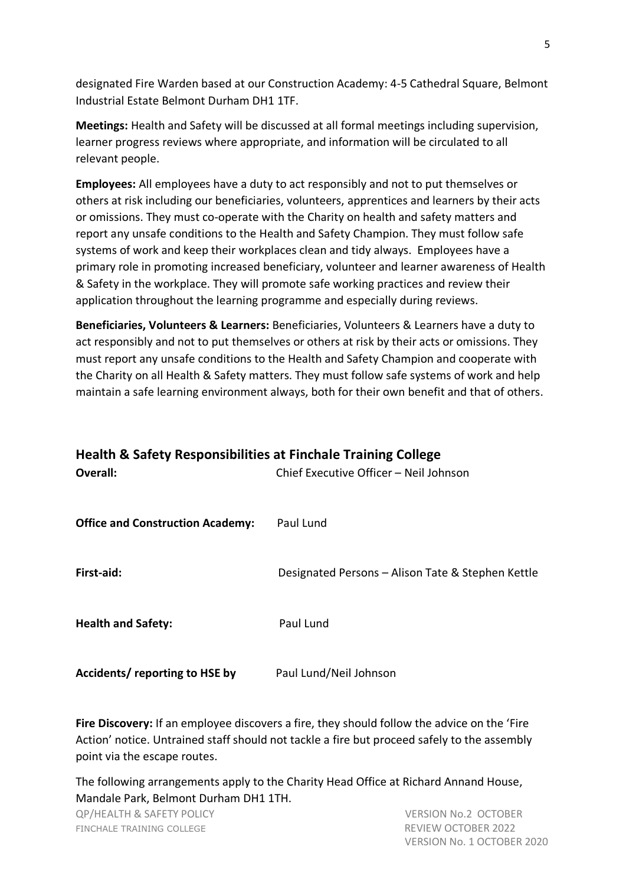designated Fire Warden based at our Construction Academy: 4-5 Cathedral Square, Belmont Industrial Estate Belmont Durham DH1 1TF.

**Meetings:** Health and Safety will be discussed at all formal meetings including supervision, learner progress reviews where appropriate, and information will be circulated to all relevant people.

**Employees:** All employees have a duty to act responsibly and not to put themselves or others at risk including our beneficiaries, volunteers, apprentices and learners by their acts or omissions. They must co-operate with the Charity on health and safety matters and report any unsafe conditions to the Health and Safety Champion. They must follow safe systems of work and keep their workplaces clean and tidy always. Employees have a primary role in promoting increased beneficiary, volunteer and learner awareness of Health & Safety in the workplace. They will promote safe working practices and review their application throughout the learning programme and especially during reviews.

**Beneficiaries, Volunteers & Learners:** Beneficiaries, Volunteers & Learners have a duty to act responsibly and not to put themselves or others at risk by their acts or omissions. They must report any unsafe conditions to the Health and Safety Champion and cooperate with the Charity on all Health & Safety matters. They must follow safe systems of work and help maintain a safe learning environment always, both for their own benefit and that of others.

## Health & Safety Responsibilities at Finchale Training College

| | |
|---|---|
| **Overall:** | Chief Executive Officer – Neil Johnson |
| **Office and Construction Academy:** | Paul Lund |
| **First-aid:** | Designated Persons – Alison Tate & Stephen Kettle |
| **Health and Safety:** | Paul Lund |
| **Accidents/ reporting to HSE by** | Paul Lund/Neil Johnson |

**Fire Discovery:** If an employee discovers a fire, they should follow the advice on the 'Fire Action' notice. Untrained staff should not tackle a fire but proceed safely to the assembly point via the escape routes.

The following arrangements apply to the Charity Head Office at Richard Annand House, Mandale Park, Belmont Durham DH1 1TH.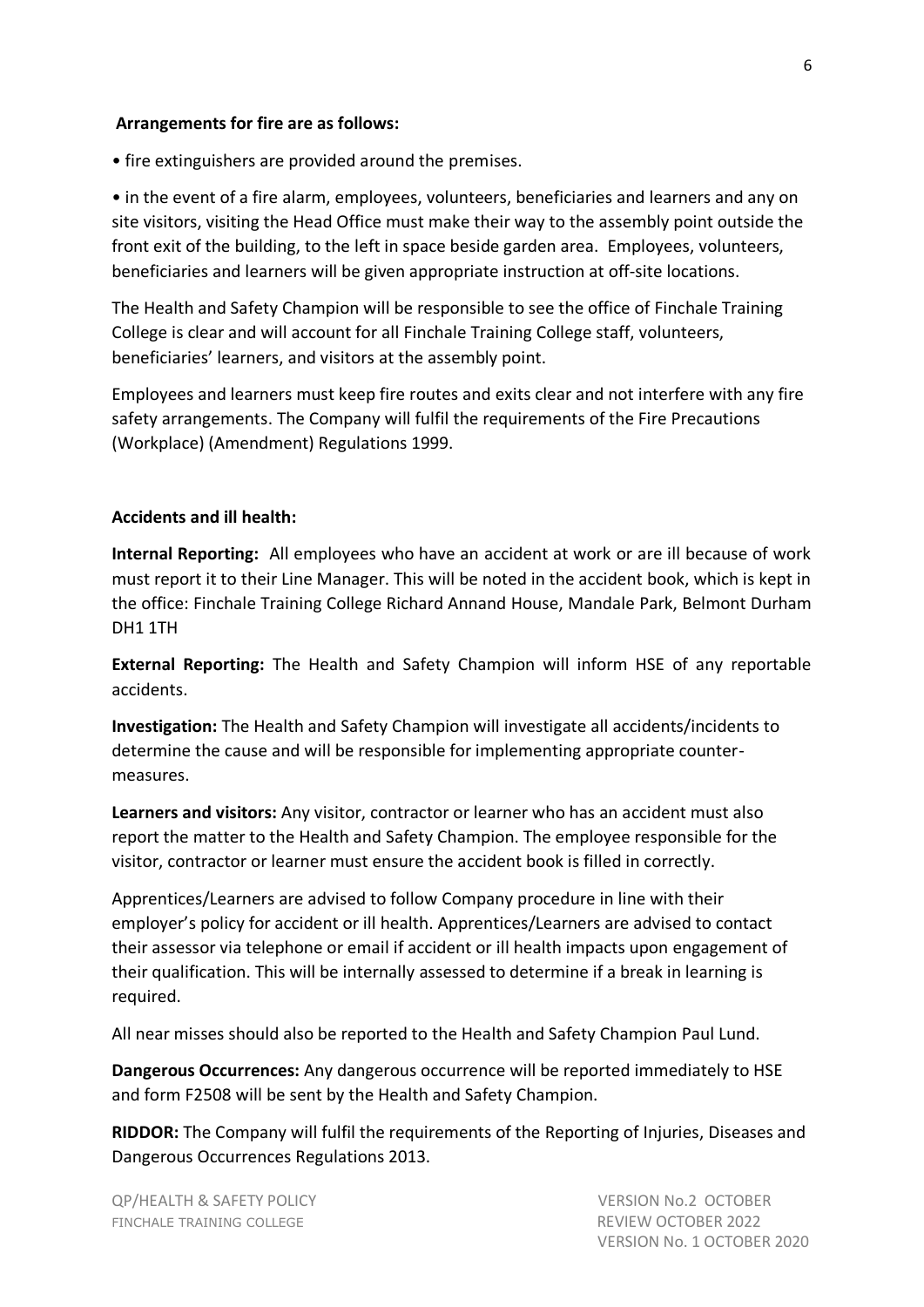**Arrangements for fire are as follows:**

- fire extinguishers are provided around the premises.
- in the event of a fire alarm, employees, volunteers, beneficiaries and learners and any on site visitors, visiting the Head Office must make their way to the assembly point outside the front exit of the building, to the left in space beside garden area. Employees, volunteers, beneficiaries and learners will be given appropriate instruction at off-site locations.

The Health and Safety Champion will be responsible to see the office of Finchale Training College is clear and will account for all Finchale Training College staff, volunteers, beneficiaries' learners, and visitors at the assembly point.

Employees and learners must keep fire routes and exits clear and not interfere with any fire safety arrangements. The Company will fulfil the requirements of the Fire Precautions (Workplace) (Amendment) Regulations 1999.

**Accidents and ill health:**

**Internal Reporting:** All employees who have an accident at work or are ill because of work must report it to their Line Manager. This will be noted in the accident book, which is kept in the office: Finchale Training College Richard Annand House, Mandale Park, Belmont Durham DH1 1TH

**External Reporting:** The Health and Safety Champion will inform HSE of any reportable accidents.

**Investigation:** The Health and Safety Champion will investigate all accidents/incidents to determine the cause and will be responsible for implementing appropriate counter-measures.

**Learners and visitors:** Any visitor, contractor or learner who has an accident must also report the matter to the Health and Safety Champion. The employee responsible for the visitor, contractor or learner must ensure the accident book is filled in correctly.

Apprentices/Learners are advised to follow Company procedure in line with their employer's policy for accident or ill health. Apprentices/Learners are advised to contact their assessor via telephone or email if accident or ill health impacts upon engagement of their qualification. This will be internally assessed to determine if a break in learning is required.

All near misses should also be reported to the Health and Safety Champion Paul Lund.

**Dangerous Occurrences:** Any dangerous occurrence will be reported immediately to HSE and form F2508 will be sent by the Health and Safety Champion.

**RIDDOR:** The Company will fulfil the requirements of the Reporting of Injuries, Diseases and Dangerous Occurrences Regulations 2013.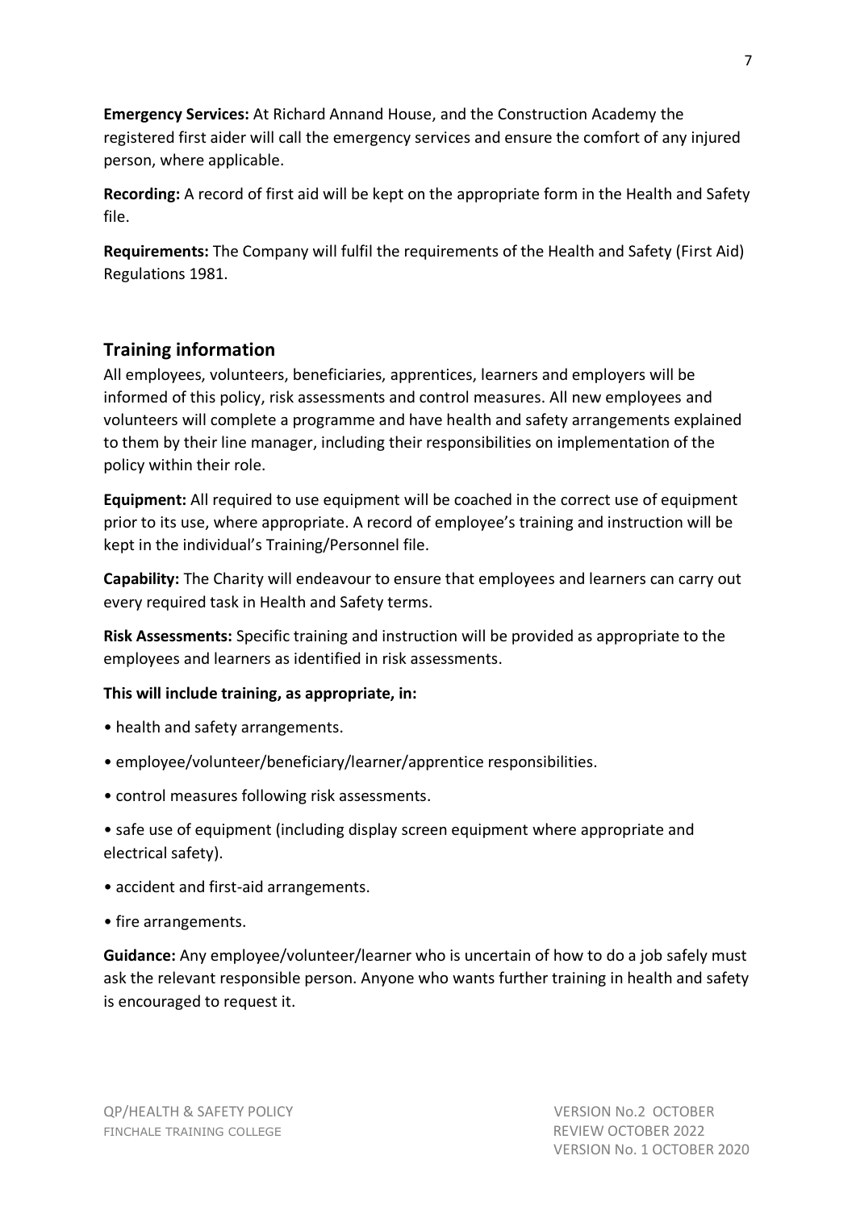**Emergency Services:** At Richard Annand House, and the Construction Academy the registered first aider will call the emergency services and ensure the comfort of any injured person, where applicable.

**Recording:** A record of first aid will be kept on the appropriate form in the Health and Safety file.

**Requirements:** The Company will fulfil the requirements of the Health and Safety (First Aid) Regulations 1981.

## Training information

All employees, volunteers, beneficiaries, apprentices, learners and employers will be informed of this policy, risk assessments and control measures. All new employees and volunteers will complete a programme and have health and safety arrangements explained to them by their line manager, including their responsibilities on implementation of the policy within their role.

**Equipment:** All required to use equipment will be coached in the correct use of equipment prior to its use, where appropriate. A record of employee's training and instruction will be kept in the individual's Training/Personnel file.

**Capability:** The Charity will endeavour to ensure that employees and learners can carry out every required task in Health and Safety terms.

**Risk Assessments:** Specific training and instruction will be provided as appropriate to the employees and learners as identified in risk assessments.

**This will include training, as appropriate, in:**

- health and safety arrangements.
- employee/volunteer/beneficiary/learner/apprentice responsibilities.
- control measures following risk assessments.
- safe use of equipment (including display screen equipment where appropriate and electrical safety).
- accident and first-aid arrangements.
- fire arrangements.

**Guidance:** Any employee/volunteer/learner who is uncertain of how to do a job safely must ask the relevant responsible person. Anyone who wants further training in health and safety is encouraged to request it.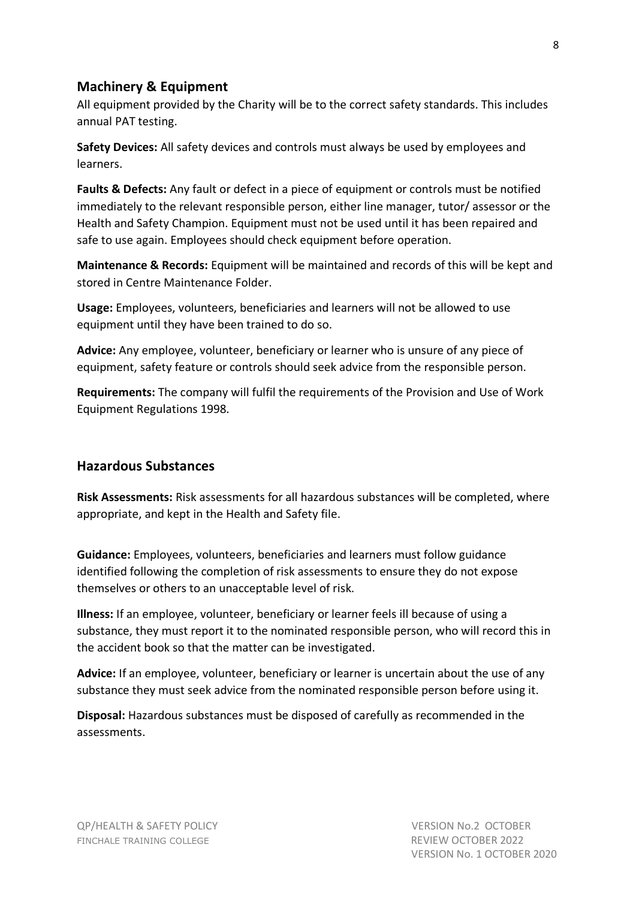## Machinery & Equipment

All equipment provided by the Charity will be to the correct safety standards. This includes annual PAT testing.

**Safety Devices:** All safety devices and controls must always be used by employees and learners.

**Faults & Defects:** Any fault or defect in a piece of equipment or controls must be notified immediately to the relevant responsible person, either line manager, tutor/ assessor or the Health and Safety Champion. Equipment must not be used until it has been repaired and safe to use again. Employees should check equipment before operation.

**Maintenance & Records:** Equipment will be maintained and records of this will be kept and stored in Centre Maintenance Folder.

**Usage:** Employees, volunteers, beneficiaries and learners will not be allowed to use equipment until they have been trained to do so.

**Advice:** Any employee, volunteer, beneficiary or learner who is unsure of any piece of equipment, safety feature or controls should seek advice from the responsible person.

**Requirements:** The company will fulfil the requirements of the Provision and Use of Work Equipment Regulations 1998.

## Hazardous Substances

**Risk Assessments:** Risk assessments for all hazardous substances will be completed, where appropriate, and kept in the Health and Safety file.

**Guidance:** Employees, volunteers, beneficiaries and learners must follow guidance identified following the completion of risk assessments to ensure they do not expose themselves or others to an unacceptable level of risk.

**Illness:** If an employee, volunteer, beneficiary or learner feels ill because of using a substance, they must report it to the nominated responsible person, who will record this in the accident book so that the matter can be investigated.

**Advice:** If an employee, volunteer, beneficiary or learner is uncertain about the use of any substance they must seek advice from the nominated responsible person before using it.

**Disposal:** Hazardous substances must be disposed of carefully as recommended in the assessments.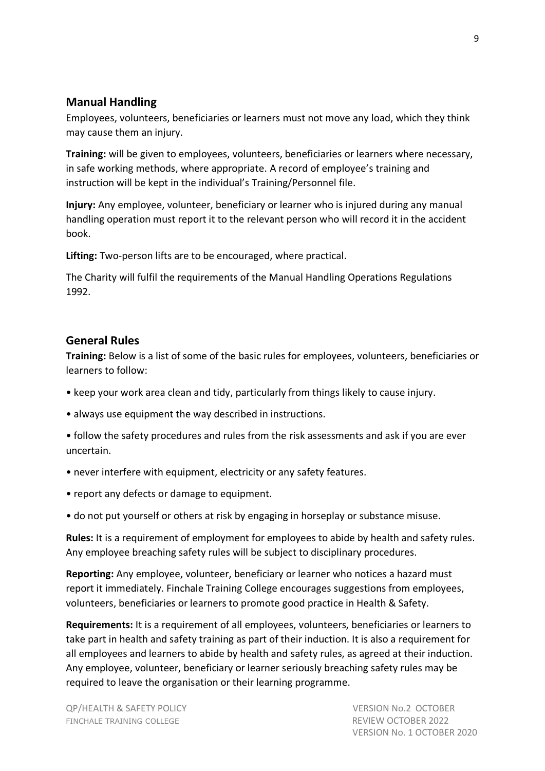## Manual Handling

Employees, volunteers, beneficiaries or learners must not move any load, which they think may cause them an injury.

**Training:** will be given to employees, volunteers, beneficiaries or learners where necessary, in safe working methods, where appropriate. A record of employee's training and instruction will be kept in the individual's Training/Personnel file.

**Injury:** Any employee, volunteer, beneficiary or learner who is injured during any manual handling operation must report it to the relevant person who will record it in the accident book.

**Lifting:** Two-person lifts are to be encouraged, where practical.

The Charity will fulfil the requirements of the Manual Handling Operations Regulations 1992.

## General Rules

**Training:** Below is a list of some of the basic rules for employees, volunteers, beneficiaries or learners to follow:

- keep your work area clean and tidy, particularly from things likely to cause injury.
- always use equipment the way described in instructions.
- follow the safety procedures and rules from the risk assessments and ask if you are ever uncertain.
- never interfere with equipment, electricity or any safety features.
- report any defects or damage to equipment.
- do not put yourself or others at risk by engaging in horseplay or substance misuse.

**Rules:** It is a requirement of employment for employees to abide by health and safety rules. Any employee breaching safety rules will be subject to disciplinary procedures.

**Reporting:** Any employee, volunteer, beneficiary or learner who notices a hazard must report it immediately. Finchale Training College encourages suggestions from employees, volunteers, beneficiaries or learners to promote good practice in Health & Safety.

**Requirements:** It is a requirement of all employees, volunteers, beneficiaries or learners to take part in health and safety training as part of their induction. It is also a requirement for all employees and learners to abide by health and safety rules, as agreed at their induction. Any employee, volunteer, beneficiary or learner seriously breaching safety rules may be required to leave the organisation or their learning programme.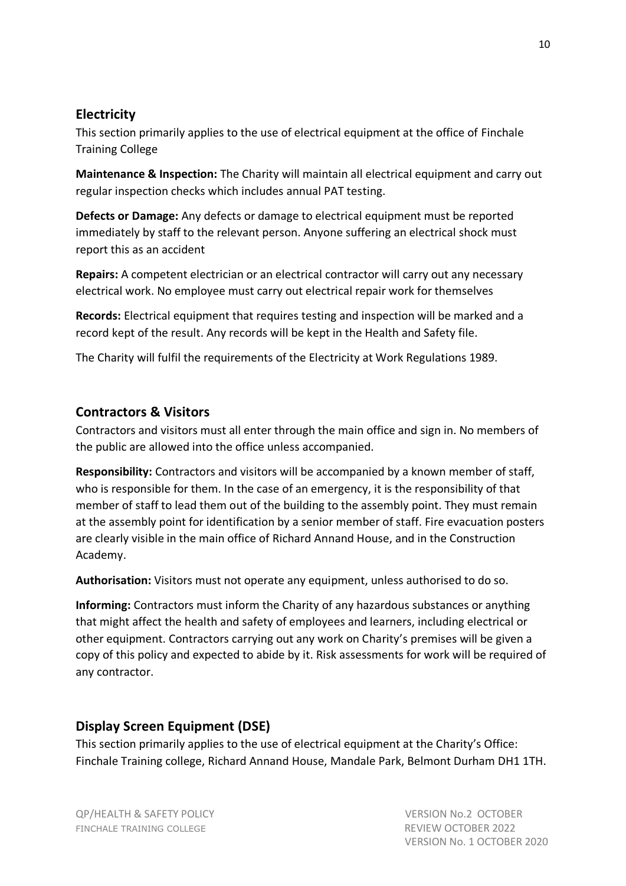## Electricity

This section primarily applies to the use of electrical equipment at the office of Finchale Training College

**Maintenance & Inspection:** The Charity will maintain all electrical equipment and carry out regular inspection checks which includes annual PAT testing.

**Defects or Damage:** Any defects or damage to electrical equipment must be reported immediately by staff to the relevant person. Anyone suffering an electrical shock must report this as an accident

**Repairs:** A competent electrician or an electrical contractor will carry out any necessary electrical work. No employee must carry out electrical repair work for themselves

**Records:** Electrical equipment that requires testing and inspection will be marked and a record kept of the result. Any records will be kept in the Health and Safety file.

The Charity will fulfil the requirements of the Electricity at Work Regulations 1989.

## Contractors & Visitors

Contractors and visitors must all enter through the main office and sign in. No members of the public are allowed into the office unless accompanied.

**Responsibility:** Contractors and visitors will be accompanied by a known member of staff, who is responsible for them. In the case of an emergency, it is the responsibility of that member of staff to lead them out of the building to the assembly point. They must remain at the assembly point for identification by a senior member of staff. Fire evacuation posters are clearly visible in the main office of Richard Annand House, and in the Construction Academy.

**Authorisation:** Visitors must not operate any equipment, unless authorised to do so.

**Informing:** Contractors must inform the Charity of any hazardous substances or anything that might affect the health and safety of employees and learners, including electrical or other equipment. Contractors carrying out any work on Charity's premises will be given a copy of this policy and expected to abide by it. Risk assessments for work will be required of any contractor.

## Display Screen Equipment (DSE)

This section primarily applies to the use of electrical equipment at the Charity's Office: Finchale Training college, Richard Annand House, Mandale Park, Belmont Durham DH1 1TH.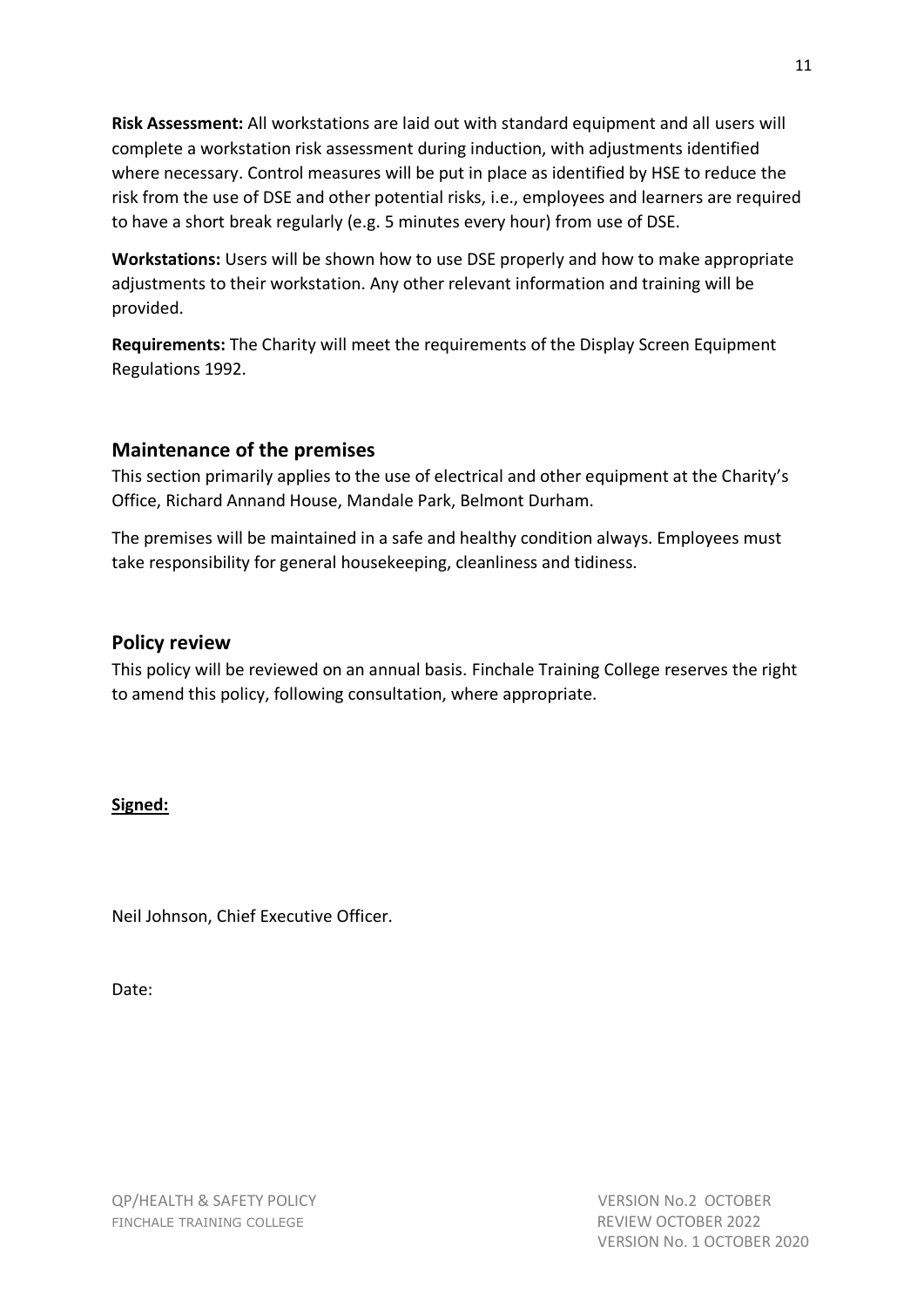**Risk Assessment:** All workstations are laid out with standard equipment and all users will complete a workstation risk assessment during induction, with adjustments identified where necessary. Control measures will be put in place as identified by HSE to reduce the risk from the use of DSE and other potential risks, i.e., employees and learners are required to have a short break regularly (e.g. 5 minutes every hour) from use of DSE.

**Workstations:** Users will be shown how to use DSE properly and how to make appropriate adjustments to their workstation. Any other relevant information and training will be provided.

**Requirements:** The Charity will meet the requirements of the Display Screen Equipment Regulations 1992.

## Maintenance of the premises

This section primarily applies to the use of electrical and other equipment at the Charity's Office, Richard Annand House, Mandale Park, Belmont Durham.

The premises will be maintained in a safe and healthy condition always. Employees must take responsibility for general housekeeping, cleanliness and tidiness.

## Policy review

This policy will be reviewed on an annual basis. Finchale Training College reserves the right to amend this policy, following consultation, where appropriate.

**Signed:**

Neil Johnson, Chief Executive Officer.

Date: